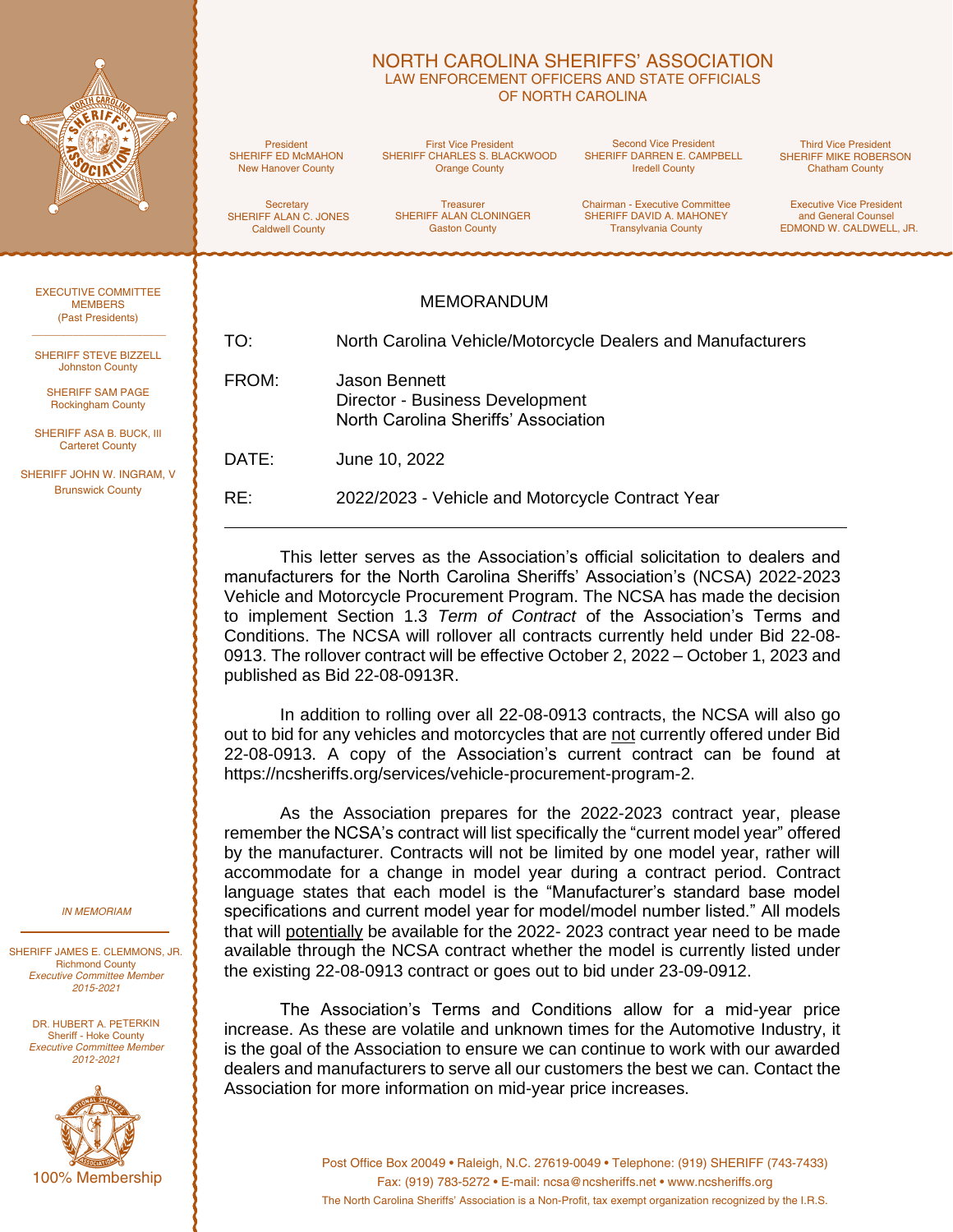# NORTH CAROLINA SHERIFFS' ASSOCIATION

LAW ENFORCEMENT OFFICERS AND STATE OFFICIALS OF NORTH CAROLINA

President
SHERIFF ED McMAHON
New Hanover County

First Vice President
SHERIFF CHARLES S. BLACKWOOD
Orange County

Second Vice President
SHERIFF DARREN E. CAMPBELL
Iredell County

Third Vice President
SHERIFF MIKE ROBERSON
Chatham County

Secretary
SHERIFF ALAN C. JONES
Caldwell County

Treasurer
SHERIFF ALAN CLONINGER
Gaston County

Chairman - Executive Committee
SHERIFF DAVID A. MAHONEY
Transylvania County

Executive Vice President and General Counsel
EDMOND W. CALDWELL, JR.

EXECUTIVE COMMITTEE MEMBERS
(Past Presidents)

SHERIFF STEVE BIZZELL
Johnston County

SHERIFF SAM PAGE
Rockingham County

SHERIFF ASA B. BUCK, III
Carteret County

SHERIFF JOHN W. INGRAM, V
Brunswick County

*IN MEMORIAM*

SHERIFF JAMES E. CLEMMONS, JR.
Richmond County
*Executive Committee Member 2015-2021*

DR. HUBERT A. PETERKIN
Sheriff - Hoke County
*Executive Committee Member 2012-2021*

100% Membership

## MEMORANDUM

TO: North Carolina Vehicle/Motorcycle Dealers and Manufacturers

FROM: Jason Bennett
Director - Business Development
North Carolina Sheriffs' Association

DATE: June 10, 2022

RE: 2022/2023 - Vehicle and Motorcycle Contract Year

---

This letter serves as the Association's official solicitation to dealers and manufacturers for the North Carolina Sheriffs' Association's (NCSA) 2022-2023 Vehicle and Motorcycle Procurement Program. The NCSA has made the decision to implement Section 1.3 *Term of Contract* of the Association's Terms and Conditions. The NCSA will rollover all contracts currently held under Bid 22-08-0913. The rollover contract will be effective October 2, 2022 – October 1, 2023 and published as Bid 22-08-0913R.

In addition to rolling over all 22-08-0913 contracts, the NCSA will also go out to bid for any vehicles and motorcycles that are <u>not</u> currently offered under Bid 22-08-0913. A copy of the Association's current contract can be found at https://ncsheriffs.org/services/vehicle-procurement-program-2.

As the Association prepares for the 2022-2023 contract year, please remember the NCSA's contract will list specifically the "current model year" offered by the manufacturer. Contracts will not be limited by one model year, rather will accommodate for a change in model year during a contract period. Contract language states that each model is the "Manufacturer's standard base model specifications and current model year for model/model number listed." All models that will <u>potentially</u> be available for the 2022- 2023 contract year need to be made available through the NCSA contract whether the model is currently listed under the existing 22-08-0913 contract or goes out to bid under 23-09-0912.

The Association's Terms and Conditions allow for a mid-year price increase. As these are volatile and unknown times for the Automotive Industry, it is the goal of the Association to ensure we can continue to work with our awarded dealers and manufacturers to serve all our customers the best we can. Contact the Association for more information on mid-year price increases.

Post Office Box 20049 • Raleigh, N.C. 27619-0049 • Telephone: (919) SHERIFF (743-7433)
Fax: (919) 783-5272 • E-mail: ncsa@ncsheriffs.net • www.ncsheriffs.org
The North Carolina Sheriffs' Association is a Non-Profit, tax exempt organization recognized by the I.R.S.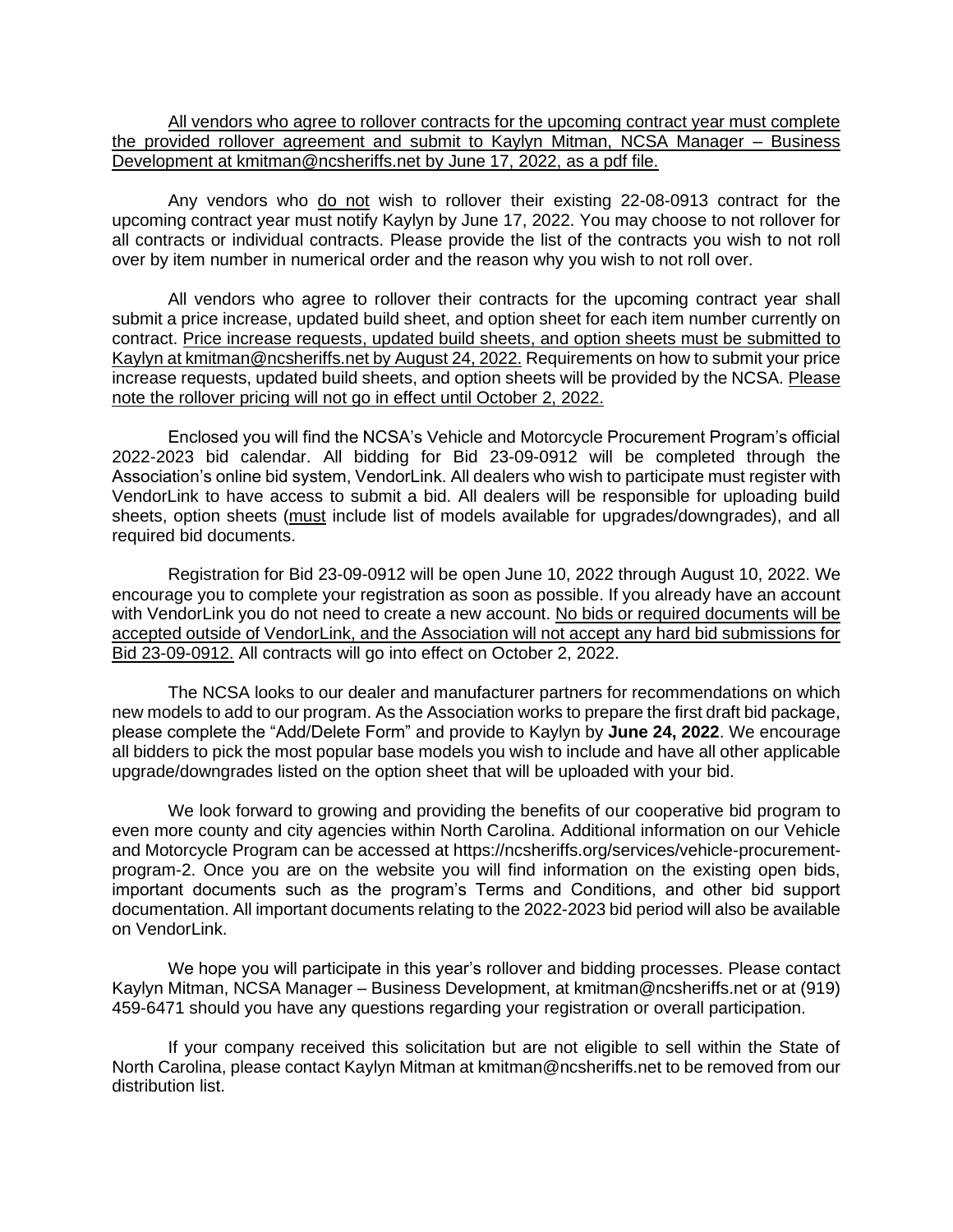<u>All vendors who agree to rollover contracts for the upcoming contract year must complete the provided rollover agreement and submit to Kaylyn Mitman, NCSA Manager – Business Development at kmitman@ncsheriffs.net by June 17, 2022, as a pdf file.</u>

Any vendors who <u>do not</u> wish to rollover their existing 22-08-0913 contract for the upcoming contract year must notify Kaylyn by June 17, 2022. You may choose to not rollover for all contracts or individual contracts. Please provide the list of the contracts you wish to not roll over by item number in numerical order and the reason why you wish to not roll over.

All vendors who agree to rollover their contracts for the upcoming contract year shall submit a price increase, updated build sheet, and option sheet for each item number currently on contract. <u>Price increase requests, updated build sheets, and option sheets must be submitted to Kaylyn at kmitman@ncsheriffs.net by August 24, 2022.</u> Requirements on how to submit your price increase requests, updated build sheets, and option sheets will be provided by the NCSA. <u>Please note the rollover pricing will not go in effect until October 2, 2022.</u>

Enclosed you will find the NCSA's Vehicle and Motorcycle Procurement Program's official 2022-2023 bid calendar. All bidding for Bid 23-09-0912 will be completed through the Association's online bid system, VendorLink. All dealers who wish to participate must register with VendorLink to have access to submit a bid. All dealers will be responsible for uploading build sheets, option sheets (<u>must</u> include list of models available for upgrades/downgrades), and all required bid documents.

Registration for Bid 23-09-0912 will be open June 10, 2022 through August 10, 2022. We encourage you to complete your registration as soon as possible. If you already have an account with VendorLink you do not need to create a new account. <u>No bids or required documents will be accepted outside of VendorLink, and the Association will not accept any hard bid submissions for Bid 23-09-0912.</u> All contracts will go into effect on October 2, 2022.

The NCSA looks to our dealer and manufacturer partners for recommendations on which new models to add to our program. As the Association works to prepare the first draft bid package, please complete the "Add/Delete Form" and provide to Kaylyn by **June 24, 2022**. We encourage all bidders to pick the most popular base models you wish to include and have all other applicable upgrade/downgrades listed on the option sheet that will be uploaded with your bid.

We look forward to growing and providing the benefits of our cooperative bid program to even more county and city agencies within North Carolina. Additional information on our Vehicle and Motorcycle Program can be accessed at https://ncsheriffs.org/services/vehicle-procurement-program-2. Once you are on the website you will find information on the existing open bids, important documents such as the program's Terms and Conditions, and other bid support documentation. All important documents relating to the 2022-2023 bid period will also be available on VendorLink.

We hope you will participate in this year's rollover and bidding processes. Please contact Kaylyn Mitman, NCSA Manager – Business Development, at kmitman@ncsheriffs.net or at (919) 459-6471 should you have any questions regarding your registration or overall participation.

If your company received this solicitation but are not eligible to sell within the State of North Carolina, please contact Kaylyn Mitman at kmitman@ncsheriffs.net to be removed from our distribution list.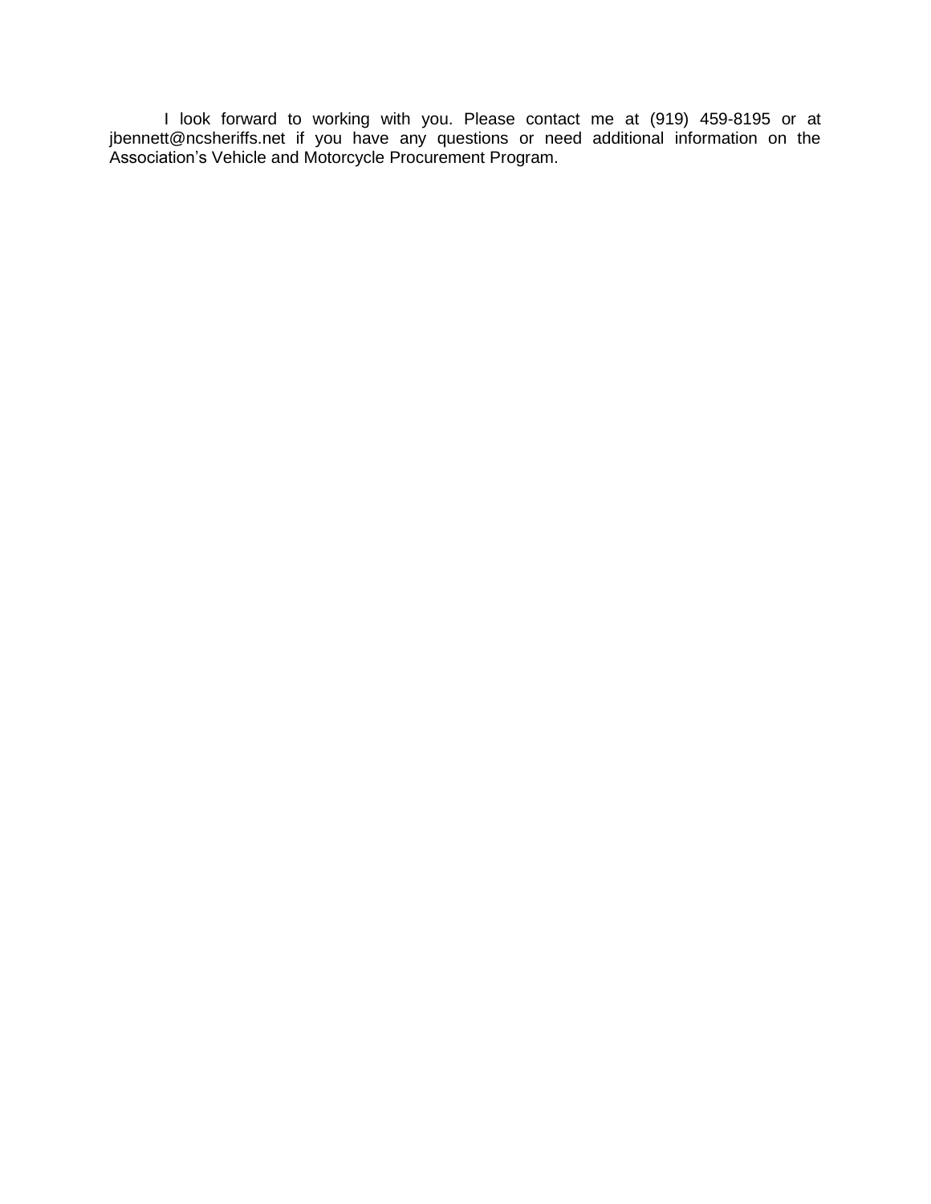I look forward to working with you. Please contact me at (919) 459-8195 or at jbennett@ncsheriffs.net if you have any questions or need additional information on the Association’s Vehicle and Motorcycle Procurement Program.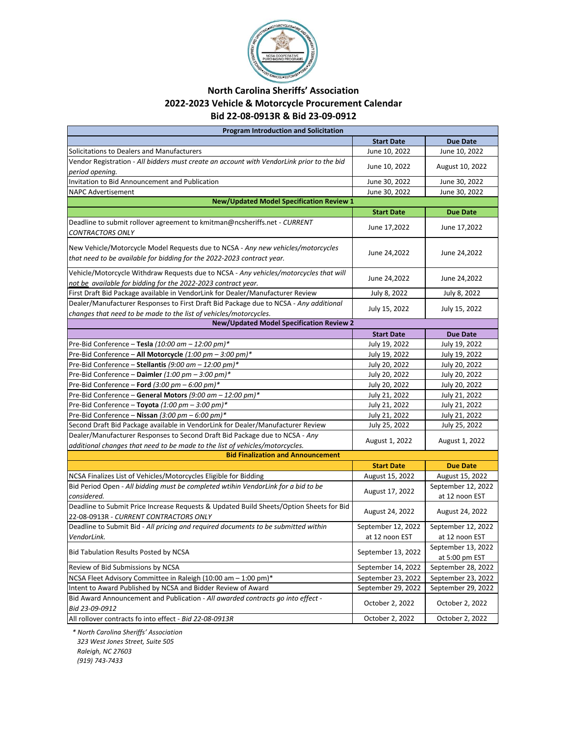# North Carolina Sheriffs' Association
## 2022-2023 Vehicle & Motorcycle Procurement Calendar
## Bid 22-08-0913R & Bid 23-09-0912

| Program Introduction and Solicitation | | |
|---|---|---|
| | **Start Date** | **Due Date** |
| Solicitations to Dealers and Manufacturers | June 10, 2022 | June 10, 2022 |
| Vendor Registration - *All bidders must create an account with VendorLink prior to the bid period opening.* | June 10, 2022 | August 10, 2022 |
| Invitation to Bid Announcement and Publication | June 30, 2022 | June 30, 2022 |
| NAPC Advertisement | June 30, 2022 | June 30, 2022 |
| **New/Updated Model Specification Review 1** | | |
| | **Start Date** | **Due Date** |
| Deadline to submit rollover agreement to kmitman@ncsheriffs.net - *CURRENT CONTRACTORS ONLY* | June 17,2022 | June 17,2022 |
| New Vehicle/Motorcycle Model Requests due to NCSA - *Any new vehicles/motorcycles that need to be available for bidding for the 2022-2023 contract year.* | June 24,2022 | June 24,2022 |
| Vehicle/Motorcycle Withdraw Requests due to NCSA - *Any vehicles/motorcycles that will not be available for bidding for the 2022-2023 contract year.* | June 24,2022 | June 24,2022 |
| First Draft Bid Package available in VendorLink for Dealer/Manufacturer Review | July 8, 2022 | July 8, 2022 |
| Dealer/Manufacturer Responses to First Draft Bid Package due to NCSA - *Any additional changes that need to be made to the list of vehicles/motorcycles.* | July 15, 2022 | July 15, 2022 |
| **New/Updated Model Specification Review 2** | | |
| | **Start Date** | **Due Date** |
| Pre-Bid Conference – **Tesla** *(10:00 am – 12:00 pm)** | July 19, 2022 | July 19, 2022 |
| Pre-Bid Conference – **All Motorcycle** *(1:00 pm – 3:00 pm)** | July 19, 2022 | July 19, 2022 |
| Pre-Bid Conference – **Stellantis** *(9:00 am – 12:00 pm)** | July 20, 2022 | July 20, 2022 |
| Pre-Bid Conference – **Daimler** *(1:00 pm – 3:00 pm)** | July 20, 2022 | July 20, 2022 |
| Pre-Bid Conference – **Ford** *(3:00 pm – 6:00 pm)** | July 20, 2022 | July 20, 2022 |
| Pre-Bid Conference – **General Motors** *(9:00 am – 12:00 pm)** | July 21, 2022 | July 21, 2022 |
| Pre-Bid Conference – **Toyota** *(1:00 pm – 3:00 pm)** | July 21, 2022 | July 21, 2022 |
| Pre-Bid Conference – **Nissan** *(3:00 pm – 6:00 pm)** | July 21, 2022 | July 21, 2022 |
| Second Draft Bid Package available in VendorLink for Dealer/Manufacturer Review | July 25, 2022 | July 25, 2022 |
| Dealer/Manufacturer Responses to Second Draft Bid Package due to NCSA - *Any additional changes that need to be made to the list of vehicles/motorcycles.* | August 1, 2022 | August 1, 2022 |
| **Bid Finalization and Announcement** | | |
| | **Start Date** | **Due Date** |
| NCSA Finalizes List of Vehicles/Motorcycles Eligible for Bidding | August 15, 2022 | August 15, 2022 |
| Bid Period Open - *All bidding must be completed wtihin VendorLink for a bid to be considered.* | August 17, 2022 | September 12, 2022 at 12 noon EST |
| Deadline to Submit Price Increase Requests & Updated Build Sheets/Option Sheets for Bid 22-08-0913R - *CURRENT CONTRACTORS ONLY* | August 24, 2022 | August 24, 2022 |
| Deadline to Submit Bid - *All pricing and required documents to be submitted within VendorLink.* | September 12, 2022 at 12 noon EST | September 12, 2022 at 12 noon EST |
| Bid Tabulation Results Posted by NCSA | September 13, 2022 | September 13, 2022 at 5:00 pm EST |
| Review of Bid Submissions by NCSA | September 14, 2022 | September 28, 2022 |
| NCSA Fleet Advisory Committee in Raleigh (10:00 am – 1:00 pm)* | September 23, 2022 | September 23, 2022 |
| Intent to Award Published by NCSA and Bidder Review of Award | September 29, 2022 | September 29, 2022 |
| Bid Award Announcement and Publication - *All awarded contracts go into effect - Bid 23-09-0912* | October 2, 2022 | October 2, 2022 |
| All rollover contracts fo into effect - *Bid 22-08-0913R* | October 2, 2022 | October 2, 2022 |

*\* North Carolina Sheriffs' Association*
*323 West Jones Street, Suite 505*
*Raleigh, NC 27603*
*(919) 743-7433*